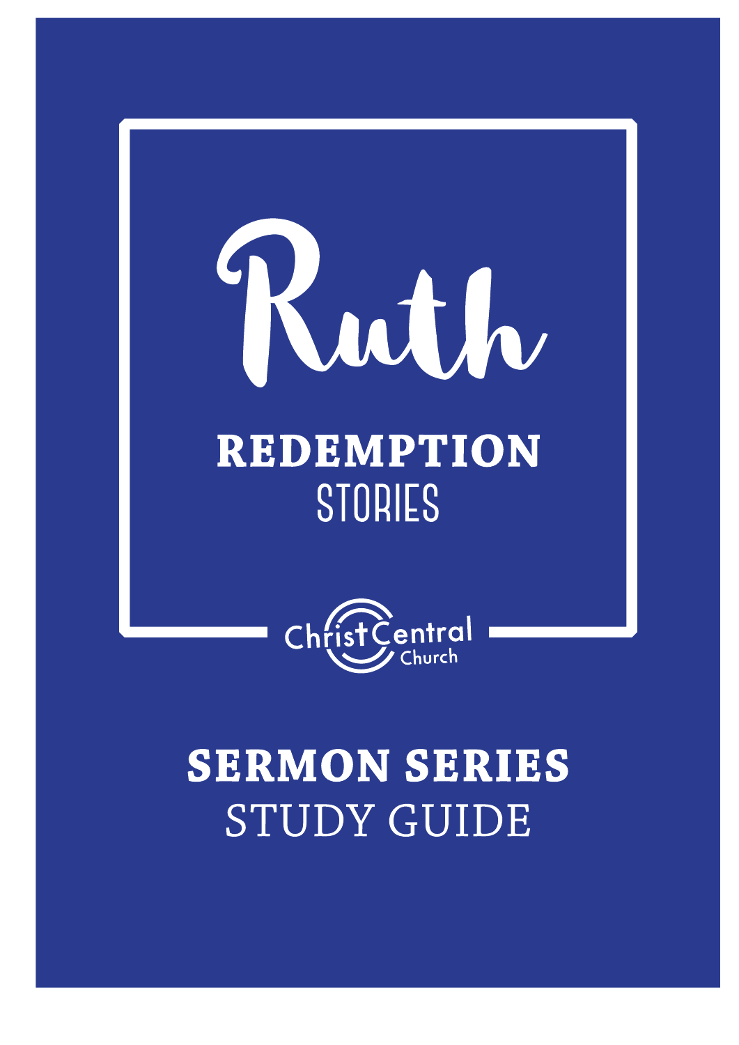# Ruth

## REDEMPTION STORIES

Christ Central Church

## SERMON SERIES STUDY GUIDE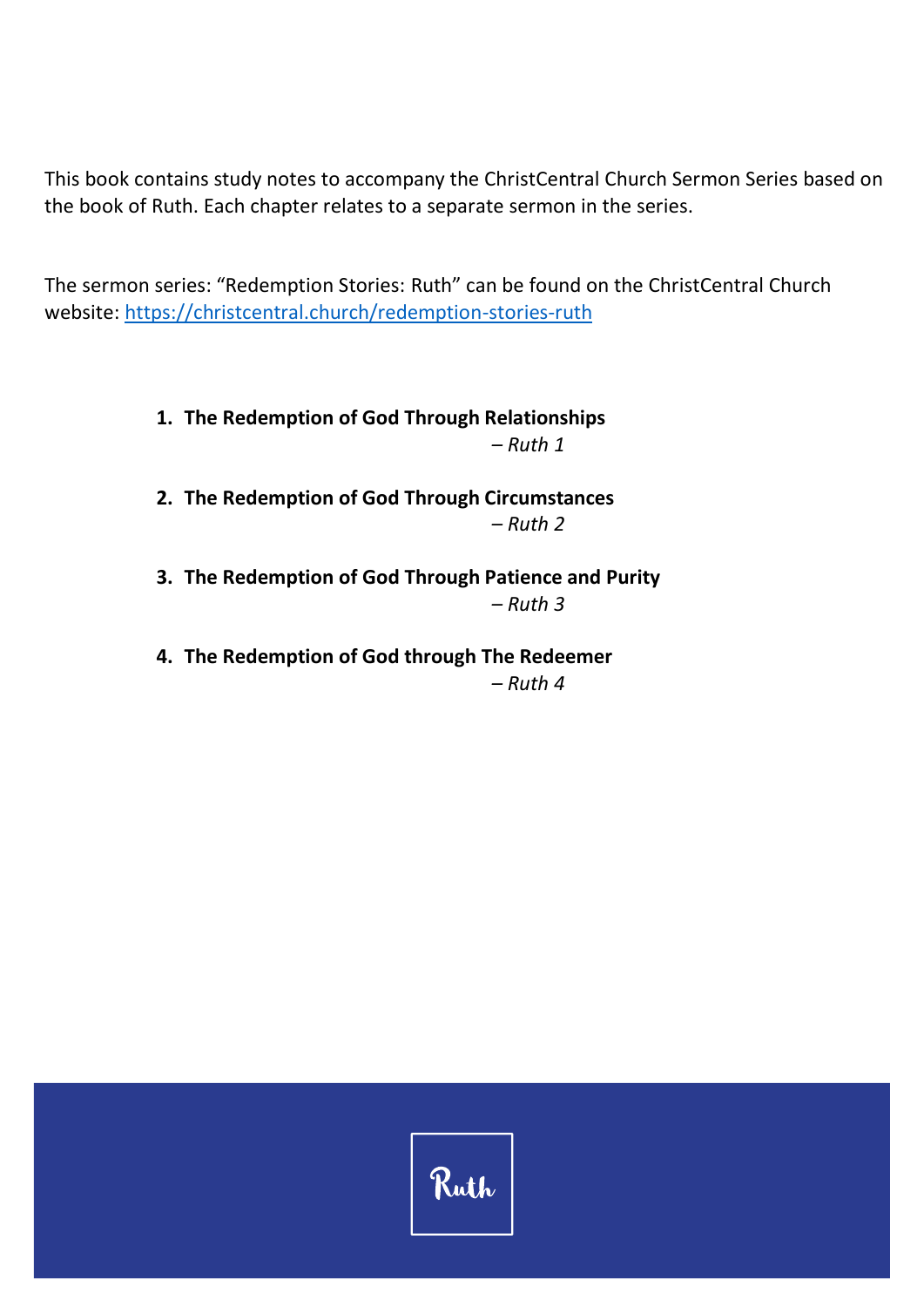This book contains study notes to accompany the ChristCentral Church Sermon Series based on the book of Ruth. Each chapter relates to a separate sermon in the series.

The sermon series: "Redemption Stories: Ruth" can be found on the ChristCentral Church website: [https://christcentral.church/redemption-stories-ruth](https://christcentral.church/redemption-stories-ruth)

1. **The Redemption of God Through Relationships**
   *– Ruth 1*

2. **The Redemption of God Through Circumstances**
   *– Ruth 2*

3. **The Redemption of God Through Patience and Purity**
   *– Ruth 3*

4. **The Redemption of God through The Redeemer**
   *– Ruth 4*

Ruth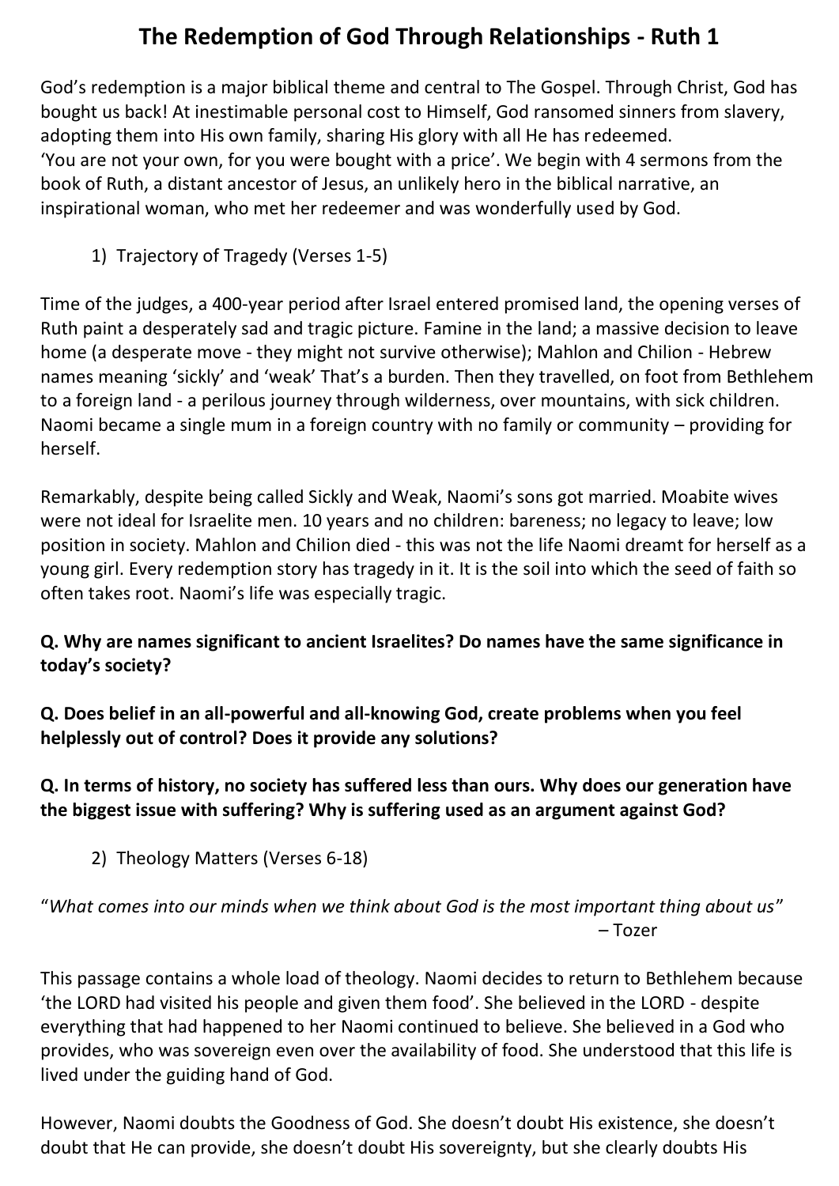# The Redemption of God Through Relationships - Ruth 1

God's redemption is a major biblical theme and central to The Gospel. Through Christ, God has bought us back! At inestimable personal cost to Himself, God ransomed sinners from slavery, adopting them into His own family, sharing His glory with all He has redeemed.
'You are not your own, for you were bought with a price'. We begin with 4 sermons from the book of Ruth, a distant ancestor of Jesus, an unlikely hero in the biblical narrative, an inspirational woman, who met her redeemer and was wonderfully used by God.

1) Trajectory of Tragedy (Verses 1-5)

Time of the judges, a 400-year period after Israel entered promised land, the opening verses of Ruth paint a desperately sad and tragic picture. Famine in the land; a massive decision to leave home (a desperate move - they might not survive otherwise); Mahlon and Chilion - Hebrew names meaning 'sickly' and 'weak' That's a burden. Then they travelled, on foot from Bethlehem to a foreign land - a perilous journey through wilderness, over mountains, with sick children. Naomi became a single mum in a foreign country with no family or community – providing for herself.

Remarkably, despite being called Sickly and Weak, Naomi's sons got married. Moabite wives were not ideal for Israelite men. 10 years and no children: bareness; no legacy to leave; low position in society. Mahlon and Chilion died - this was not the life Naomi dreamt for herself as a young girl. Every redemption story has tragedy in it. It is the soil into which the seed of faith so often takes root. Naomi's life was especially tragic.

**Q. Why are names significant to ancient Israelites? Do names have the same significance in today's society?**

**Q. Does belief in an all-powerful and all-knowing God, create problems when you feel helplessly out of control? Does it provide any solutions?**

**Q. In terms of history, no society has suffered less than ours. Why does our generation have the biggest issue with suffering? Why is suffering used as an argument against God?**

2) Theology Matters (Verses 6-18)

"*What comes into our minds when we think about God is the most important thing about us*"
– Tozer

This passage contains a whole load of theology. Naomi decides to return to Bethlehem because 'the LORD had visited his people and given them food'. She believed in the LORD - despite everything that had happened to her Naomi continued to believe. She believed in a God who provides, who was sovereign even over the availability of food. She understood that this life is lived under the guiding hand of God.

However, Naomi doubts the Goodness of God. She doesn't doubt His existence, she doesn't doubt that He can provide, she doesn't doubt His sovereignty, but she clearly doubts His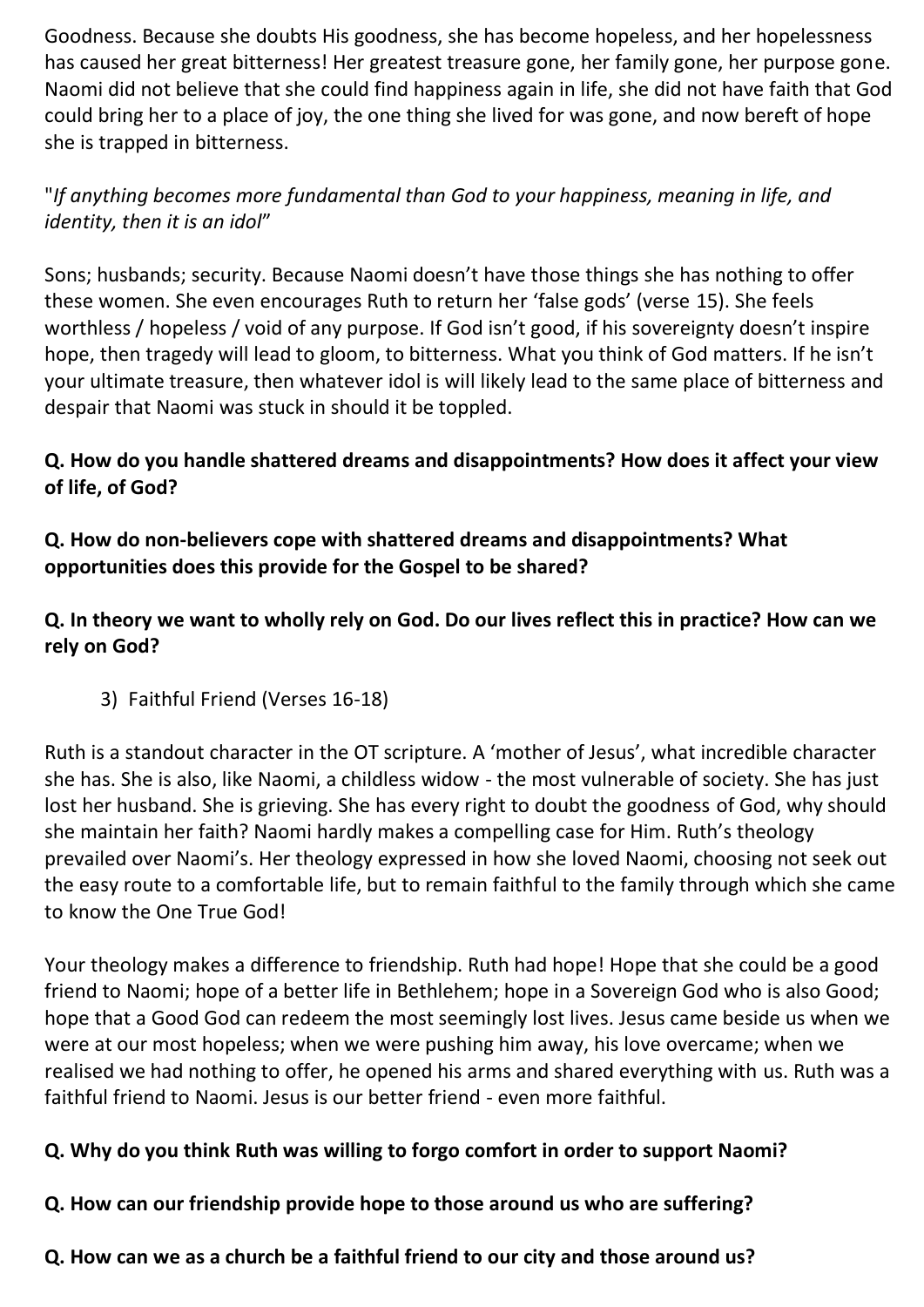Goodness. Because she doubts His goodness, she has become hopeless, and her hopelessness has caused her great bitterness! Her greatest treasure gone, her family gone, her purpose gone. Naomi did not believe that she could find happiness again in life, she did not have faith that God could bring her to a place of joy, the one thing she lived for was gone, and now bereft of hope she is trapped in bitterness.

"*If anything becomes more fundamental than God to your happiness, meaning in life, and identity, then it is an idol*"

Sons; husbands; security. Because Naomi doesn't have those things she has nothing to offer these women. She even encourages Ruth to return her 'false gods' (verse 15). She feels worthless / hopeless / void of any purpose. If God isn't good, if his sovereignty doesn't inspire hope, then tragedy will lead to gloom, to bitterness. What you think of God matters. If he isn't your ultimate treasure, then whatever idol is will likely lead to the same place of bitterness and despair that Naomi was stuck in should it be toppled.

**Q. How do you handle shattered dreams and disappointments? How does it affect your view of life, of God?**

**Q. How do non-believers cope with shattered dreams and disappointments? What opportunities does this provide for the Gospel to be shared?**

**Q. In theory we want to wholly rely on God. Do our lives reflect this in practice? How can we rely on God?**

3) Faithful Friend (Verses 16-18)

Ruth is a standout character in the OT scripture. A 'mother of Jesus', what incredible character she has. She is also, like Naomi, a childless widow - the most vulnerable of society. She has just lost her husband. She is grieving. She has every right to doubt the goodness of God, why should she maintain her faith? Naomi hardly makes a compelling case for Him. Ruth's theology prevailed over Naomi's. Her theology expressed in how she loved Naomi, choosing not seek out the easy route to a comfortable life, but to remain faithful to the family through which she came to know the One True God!

Your theology makes a difference to friendship. Ruth had hope! Hope that she could be a good friend to Naomi; hope of a better life in Bethlehem; hope in a Sovereign God who is also Good; hope that a Good God can redeem the most seemingly lost lives. Jesus came beside us when we were at our most hopeless; when we were pushing him away, his love overcame; when we realised we had nothing to offer, he opened his arms and shared everything with us. Ruth was a faithful friend to Naomi. Jesus is our better friend - even more faithful.

**Q. Why do you think Ruth was willing to forgo comfort in order to support Naomi?**

**Q. How can our friendship provide hope to those around us who are suffering?**

**Q. How can we as a church be a faithful friend to our city and those around us?**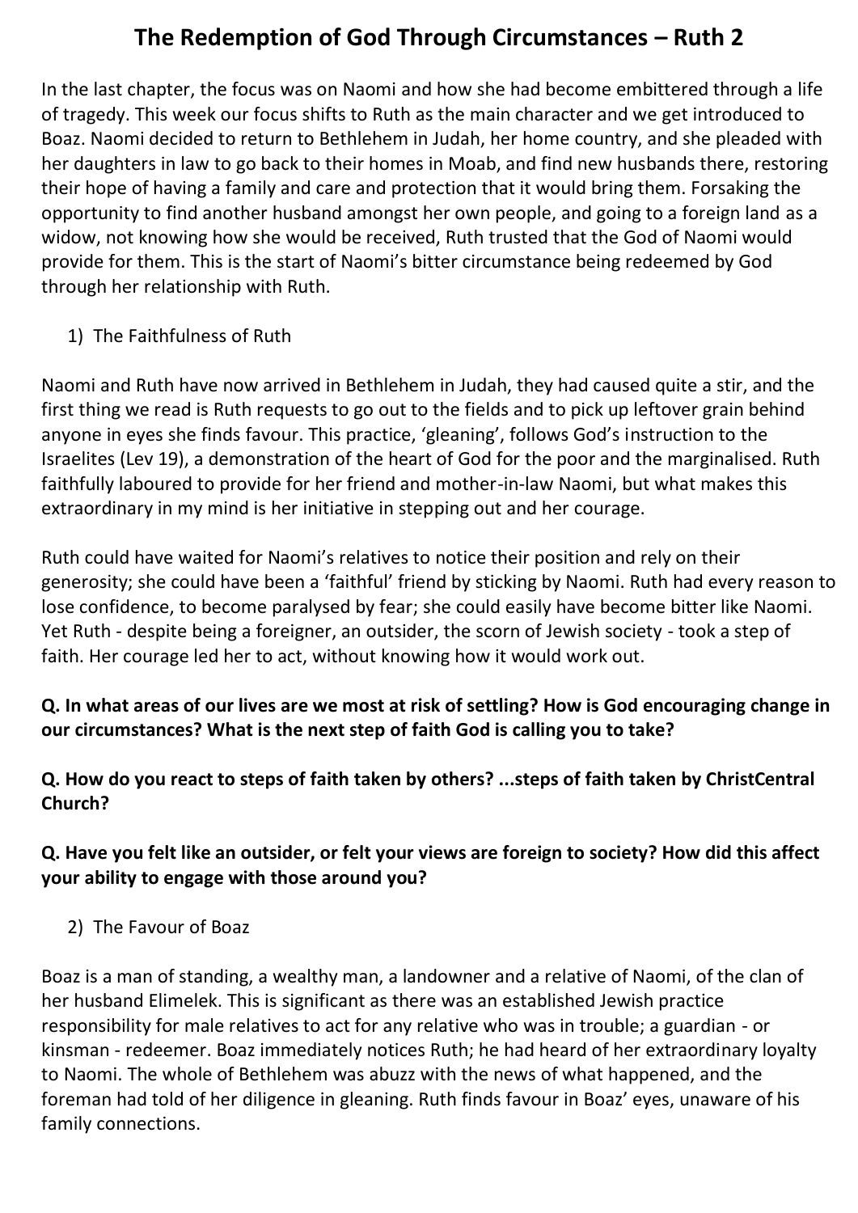# The Redemption of God Through Circumstances – Ruth 2

In the last chapter, the focus was on Naomi and how she had become embittered through a life of tragedy. This week our focus shifts to Ruth as the main character and we get introduced to Boaz. Naomi decided to return to Bethlehem in Judah, her home country, and she pleaded with her daughters in law to go back to their homes in Moab, and find new husbands there, restoring their hope of having a family and care and protection that it would bring them. Forsaking the opportunity to find another husband amongst her own people, and going to a foreign land as a widow, not knowing how she would be received, Ruth trusted that the God of Naomi would provide for them. This is the start of Naomi's bitter circumstance being redeemed by God through her relationship with Ruth.

1) The Faithfulness of Ruth

Naomi and Ruth have now arrived in Bethlehem in Judah, they had caused quite a stir, and the first thing we read is Ruth requests to go out to the fields and to pick up leftover grain behind anyone in eyes she finds favour. This practice, 'gleaning', follows God's instruction to the Israelites (Lev 19), a demonstration of the heart of God for the poor and the marginalised. Ruth faithfully laboured to provide for her friend and mother-in-law Naomi, but what makes this extraordinary in my mind is her initiative in stepping out and her courage.

Ruth could have waited for Naomi's relatives to notice their position and rely on their generosity; she could have been a 'faithful' friend by sticking by Naomi. Ruth had every reason to lose confidence, to become paralysed by fear; she could easily have become bitter like Naomi. Yet Ruth - despite being a foreigner, an outsider, the scorn of Jewish society - took a step of faith. Her courage led her to act, without knowing how it would work out.

**Q. In what areas of our lives are we most at risk of settling? How is God encouraging change in our circumstances? What is the next step of faith God is calling you to take?**

**Q. How do you react to steps of faith taken by others? ...steps of faith taken by ChristCentral Church?**

**Q. Have you felt like an outsider, or felt your views are foreign to society? How did this affect your ability to engage with those around you?**

2) The Favour of Boaz

Boaz is a man of standing, a wealthy man, a landowner and a relative of Naomi, of the clan of her husband Elimelek. This is significant as there was an established Jewish practice responsibility for male relatives to act for any relative who was in trouble; a guardian - or kinsman - redeemer. Boaz immediately notices Ruth; he had heard of her extraordinary loyalty to Naomi. The whole of Bethlehem was abuzz with the news of what happened, and the foreman had told of her diligence in gleaning. Ruth finds favour in Boaz' eyes, unaware of his family connections.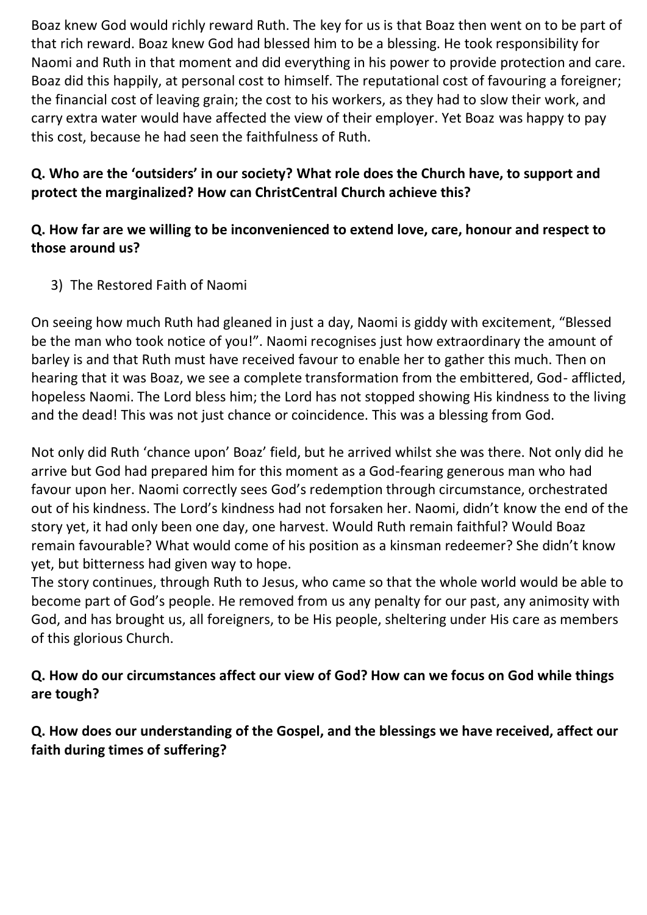Boaz knew God would richly reward Ruth. The key for us is that Boaz then went on to be part of that rich reward. Boaz knew God had blessed him to be a blessing. He took responsibility for Naomi and Ruth in that moment and did everything in his power to provide protection and care. Boaz did this happily, at personal cost to himself. The reputational cost of favouring a foreigner; the financial cost of leaving grain; the cost to his workers, as they had to slow their work, and carry extra water would have affected the view of their employer. Yet Boaz was happy to pay this cost, because he had seen the faithfulness of Ruth.

**Q. Who are the 'outsiders' in our society? What role does the Church have, to support and protect the marginalized? How can ChristCentral Church achieve this?**

**Q. How far are we willing to be inconvenienced to extend love, care, honour and respect to those around us?**

3) The Restored Faith of Naomi

On seeing how much Ruth had gleaned in just a day, Naomi is giddy with excitement, "Blessed be the man who took notice of you!". Naomi recognises just how extraordinary the amount of barley is and that Ruth must have received favour to enable her to gather this much. Then on hearing that it was Boaz, we see a complete transformation from the embittered, God- afflicted, hopeless Naomi. The Lord bless him; the Lord has not stopped showing His kindness to the living and the dead! This was not just chance or coincidence. This was a blessing from God.

Not only did Ruth 'chance upon' Boaz' field, but he arrived whilst she was there. Not only did he arrive but God had prepared him for this moment as a God-fearing generous man who had favour upon her. Naomi correctly sees God's redemption through circumstance, orchestrated out of his kindness. The Lord's kindness had not forsaken her. Naomi, didn't know the end of the story yet, it had only been one day, one harvest. Would Ruth remain faithful? Would Boaz remain favourable? What would come of his position as a kinsman redeemer? She didn't know yet, but bitterness had given way to hope.
The story continues, through Ruth to Jesus, who came so that the whole world would be able to become part of God's people. He removed from us any penalty for our past, any animosity with God, and has brought us, all foreigners, to be His people, sheltering under His care as members of this glorious Church.

**Q. How do our circumstances affect our view of God? How can we focus on God while things are tough?**

**Q. How does our understanding of the Gospel, and the blessings we have received, affect our faith during times of suffering?**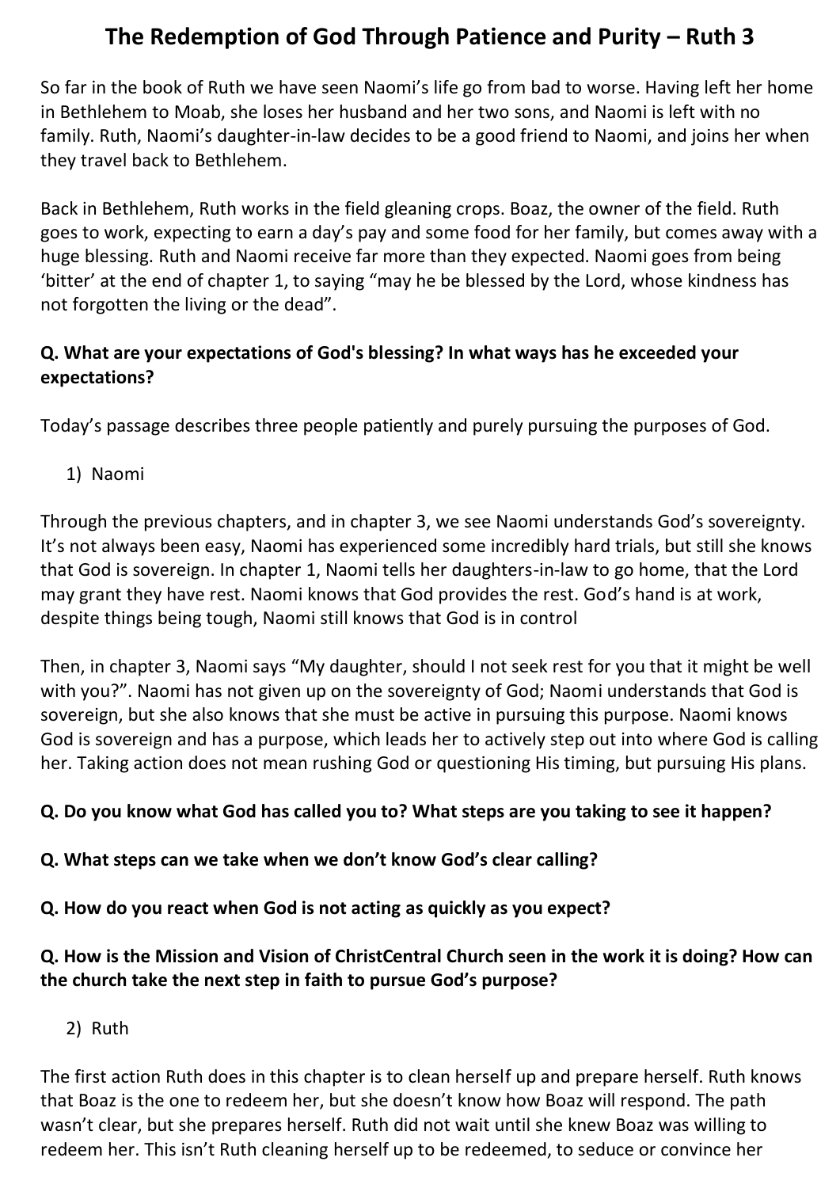# The Redemption of God Through Patience and Purity – Ruth 3

So far in the book of Ruth we have seen Naomi's life go from bad to worse. Having left her home in Bethlehem to Moab, she loses her husband and her two sons, and Naomi is left with no family. Ruth, Naomi's daughter-in-law decides to be a good friend to Naomi, and joins her when they travel back to Bethlehem.

Back in Bethlehem, Ruth works in the field gleaning crops. Boaz, the owner of the field. Ruth goes to work, expecting to earn a day's pay and some food for her family, but comes away with a huge blessing. Ruth and Naomi receive far more than they expected. Naomi goes from being 'bitter' at the end of chapter 1, to saying "may he be blessed by the Lord, whose kindness has not forgotten the living or the dead".

**Q. What are your expectations of God's blessing? In what ways has he exceeded your expectations?**

Today's passage describes three people patiently and purely pursuing the purposes of God.

1) Naomi

Through the previous chapters, and in chapter 3, we see Naomi understands God's sovereignty. It's not always been easy, Naomi has experienced some incredibly hard trials, but still she knows that God is sovereign. In chapter 1, Naomi tells her daughters-in-law to go home, that the Lord may grant they have rest. Naomi knows that God provides the rest. God's hand is at work, despite things being tough, Naomi still knows that God is in control

Then, in chapter 3, Naomi says "My daughter, should I not seek rest for you that it might be well with you?". Naomi has not given up on the sovereignty of God; Naomi understands that God is sovereign, but she also knows that she must be active in pursuing this purpose. Naomi knows God is sovereign and has a purpose, which leads her to actively step out into where God is calling her. Taking action does not mean rushing God or questioning His timing, but pursuing His plans.

**Q. Do you know what God has called you to? What steps are you taking to see it happen?**

**Q. What steps can we take when we don't know God's clear calling?**

**Q. How do you react when God is not acting as quickly as you expect?**

**Q. How is the Mission and Vision of ChristCentral Church seen in the work it is doing? How can the church take the next step in faith to pursue God's purpose?**

2) Ruth

The first action Ruth does in this chapter is to clean herself up and prepare herself. Ruth knows that Boaz is the one to redeem her, but she doesn't know how Boaz will respond. The path wasn't clear, but she prepares herself. Ruth did not wait until she knew Boaz was willing to redeem her. This isn't Ruth cleaning herself up to be redeemed, to seduce or convince her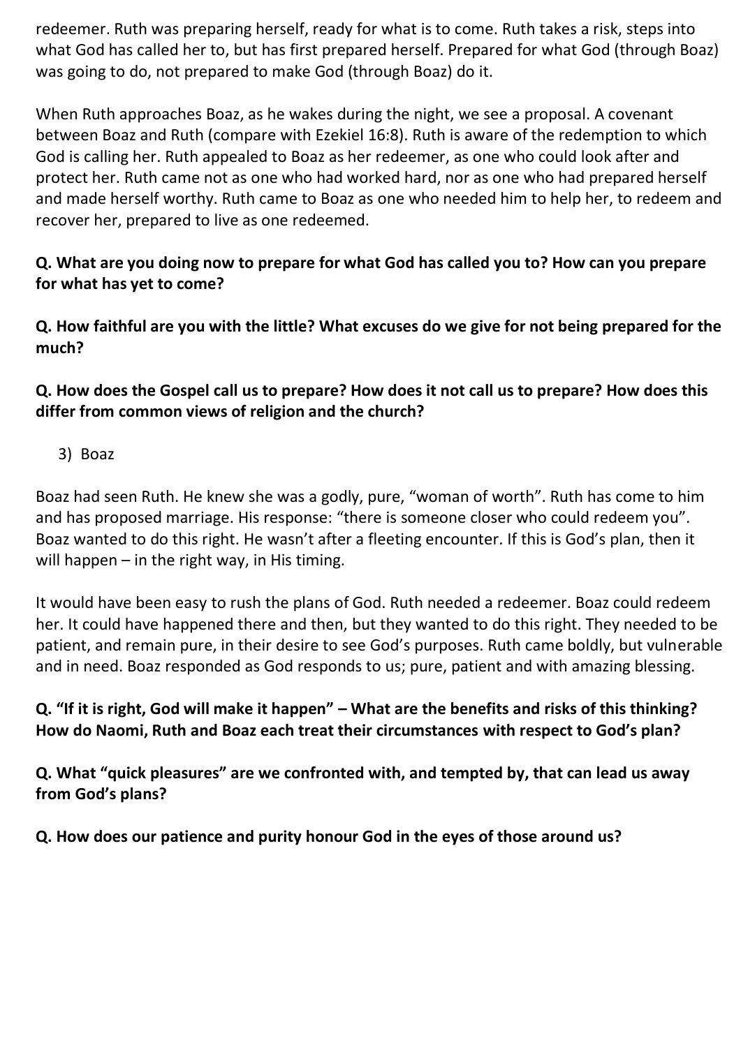redeemer. Ruth was preparing herself, ready for what is to come. Ruth takes a risk, steps into what God has called her to, but has first prepared herself. Prepared for what God (through Boaz) was going to do, not prepared to make God (through Boaz) do it.

When Ruth approaches Boaz, as he wakes during the night, we see a proposal. A covenant between Boaz and Ruth (compare with Ezekiel 16:8). Ruth is aware of the redemption to which God is calling her. Ruth appealed to Boaz as her redeemer, as one who could look after and protect her. Ruth came not as one who had worked hard, nor as one who had prepared herself and made herself worthy. Ruth came to Boaz as one who needed him to help her, to redeem and recover her, prepared to live as one redeemed.

**Q. What are you doing now to prepare for what God has called you to? How can you prepare for what has yet to come?**

**Q. How faithful are you with the little? What excuses do we give for not being prepared for the much?**

**Q. How does the Gospel call us to prepare? How does it not call us to prepare? How does this differ from common views of religion and the church?**

3) Boaz

Boaz had seen Ruth. He knew she was a godly, pure, "woman of worth". Ruth has come to him and has proposed marriage. His response: "there is someone closer who could redeem you". Boaz wanted to do this right. He wasn't after a fleeting encounter. If this is God's plan, then it will happen – in the right way, in His timing.

It would have been easy to rush the plans of God. Ruth needed a redeemer. Boaz could redeem her. It could have happened there and then, but they wanted to do this right. They needed to be patient, and remain pure, in their desire to see God's purposes. Ruth came boldly, but vulnerable and in need. Boaz responded as God responds to us; pure, patient and with amazing blessing.

**Q. "If it is right, God will make it happen" – What are the benefits and risks of this thinking? How do Naomi, Ruth and Boaz each treat their circumstances with respect to God's plan?**

**Q. What "quick pleasures" are we confronted with, and tempted by, that can lead us away from God's plans?**

**Q. How does our patience and purity honour God in the eyes of those around us?**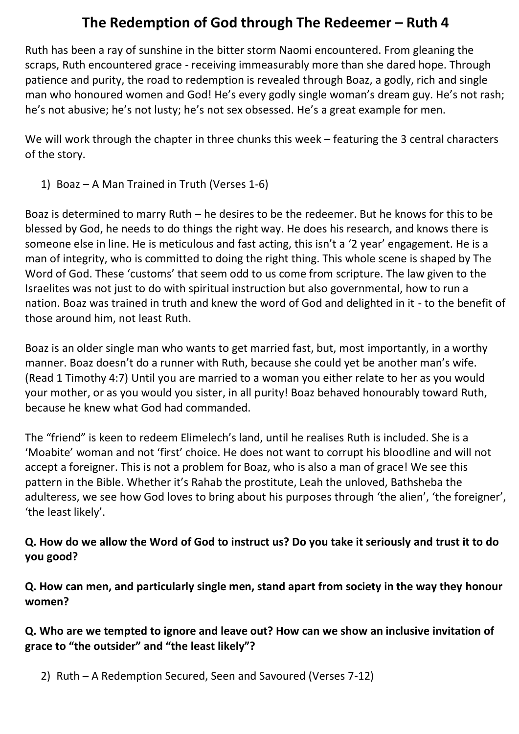# The Redemption of God through The Redeemer – Ruth 4

Ruth has been a ray of sunshine in the bitter storm Naomi encountered. From gleaning the scraps, Ruth encountered grace - receiving immeasurably more than she dared hope. Through patience and purity, the road to redemption is revealed through Boaz, a godly, rich and single man who honoured women and God! He's every godly single woman's dream guy. He's not rash; he's not abusive; he's not lusty; he's not sex obsessed. He's a great example for men.

We will work through the chapter in three chunks this week – featuring the 3 central characters of the story.

1) Boaz – A Man Trained in Truth (Verses 1-6)

Boaz is determined to marry Ruth – he desires to be the redeemer. But he knows for this to be blessed by God, he needs to do things the right way. He does his research, and knows there is someone else in line. He is meticulous and fast acting, this isn't a '2 year' engagement. He is a man of integrity, who is committed to doing the right thing. This whole scene is shaped by The Word of God. These 'customs' that seem odd to us come from scripture. The law given to the Israelites was not just to do with spiritual instruction but also governmental, how to run a nation. Boaz was trained in truth and knew the word of God and delighted in it - to the benefit of those around him, not least Ruth.

Boaz is an older single man who wants to get married fast, but, most importantly, in a worthy manner. Boaz doesn't do a runner with Ruth, because she could yet be another man's wife. (Read 1 Timothy 4:7) Until you are married to a woman you either relate to her as you would your mother, or as you would you sister, in all purity! Boaz behaved honourably toward Ruth, because he knew what God had commanded.

The "friend" is keen to redeem Elimelech's land, until he realises Ruth is included. She is a 'Moabite' woman and not 'first' choice. He does not want to corrupt his bloodline and will not accept a foreigner. This is not a problem for Boaz, who is also a man of grace! We see this pattern in the Bible. Whether it's Rahab the prostitute, Leah the unloved, Bathsheba the adulteress, we see how God loves to bring about his purposes through 'the alien', 'the foreigner', 'the least likely'.

**Q. How do we allow the Word of God to instruct us? Do you take it seriously and trust it to do you good?**

**Q. How can men, and particularly single men, stand apart from society in the way they honour women?**

**Q. Who are we tempted to ignore and leave out? How can we show an inclusive invitation of grace to "the outsider" and "the least likely"?**

2) Ruth – A Redemption Secured, Seen and Savoured (Verses 7-12)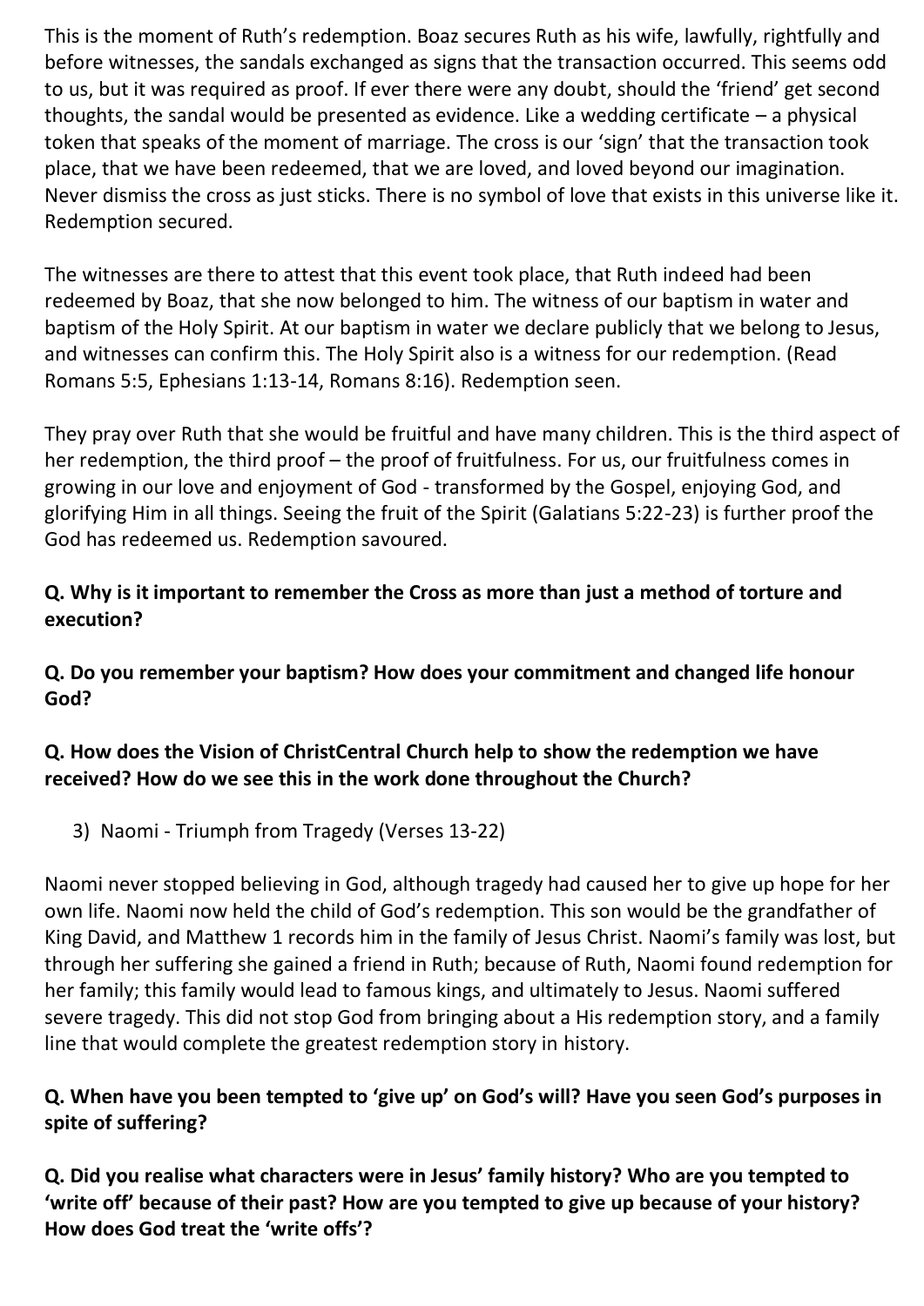This is the moment of Ruth's redemption. Boaz secures Ruth as his wife, lawfully, rightfully and before witnesses, the sandals exchanged as signs that the transaction occurred. This seems odd to us, but it was required as proof. If ever there were any doubt, should the 'friend' get second thoughts, the sandal would be presented as evidence. Like a wedding certificate – a physical token that speaks of the moment of marriage. The cross is our 'sign' that the transaction took place, that we have been redeemed, that we are loved, and loved beyond our imagination. Never dismiss the cross as just sticks. There is no symbol of love that exists in this universe like it. Redemption secured.

The witnesses are there to attest that this event took place, that Ruth indeed had been redeemed by Boaz, that she now belonged to him. The witness of our baptism in water and baptism of the Holy Spirit. At our baptism in water we declare publicly that we belong to Jesus, and witnesses can confirm this. The Holy Spirit also is a witness for our redemption. (Read Romans 5:5, Ephesians 1:13-14, Romans 8:16). Redemption seen.

They pray over Ruth that she would be fruitful and have many children. This is the third aspect of her redemption, the third proof – the proof of fruitfulness. For us, our fruitfulness comes in growing in our love and enjoyment of God - transformed by the Gospel, enjoying God, and glorifying Him in all things. Seeing the fruit of the Spirit (Galatians 5:22-23) is further proof the God has redeemed us. Redemption savoured.

**Q. Why is it important to remember the Cross as more than just a method of torture and execution?**

**Q. Do you remember your baptism? How does your commitment and changed life honour God?**

**Q. How does the Vision of ChristCentral Church help to show the redemption we have received? How do we see this in the work done throughout the Church?**

3) Naomi - Triumph from Tragedy (Verses 13-22)

Naomi never stopped believing in God, although tragedy had caused her to give up hope for her own life. Naomi now held the child of God's redemption. This son would be the grandfather of King David, and Matthew 1 records him in the family of Jesus Christ. Naomi's family was lost, but through her suffering she gained a friend in Ruth; because of Ruth, Naomi found redemption for her family; this family would lead to famous kings, and ultimately to Jesus. Naomi suffered severe tragedy. This did not stop God from bringing about a His redemption story, and a family line that would complete the greatest redemption story in history.

**Q. When have you been tempted to 'give up' on God's will? Have you seen God's purposes in spite of suffering?**

**Q. Did you realise what characters were in Jesus' family history? Who are you tempted to 'write off' because of their past? How are you tempted to give up because of your history? How does God treat the 'write offs'?**